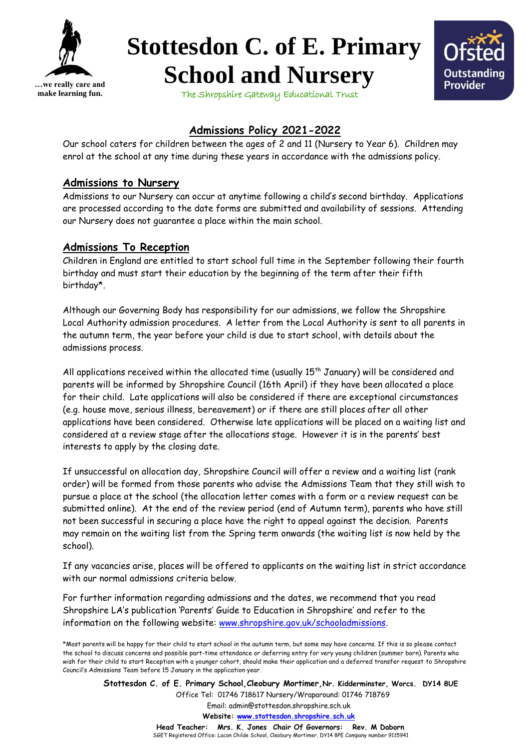…we really care and make learning fun.

# Stottesdon C. of E. Primary School and Nursery

The Shropshire Gateway Educational Trust

Ofsted Outstanding Provider

## Admissions Policy 2021-2022

Our school caters for children between the ages of 2 and 11 (Nursery to Year 6). Children may enrol at the school at any time during these years in accordance with the admissions policy.

### Admissions to Nursery

Admissions to our Nursery can occur at anytime following a child's second birthday. Applications are processed according to the date forms are submitted and availability of sessions. Attending our Nursery does not guarantee a place within the main school.

### Admissions To Reception

Children in England are entitled to start school full time in the September following their fourth birthday and must start their education by the beginning of the term after their fifth birthday*.

Although our Governing Body has responsibility for our admissions, we follow the Shropshire Local Authority admission procedures. A letter from the Local Authority is sent to all parents in the autumn term, the year before your child is due to start school, with details about the admissions process.

All applications received within the allocated time (usually 15th January) will be considered and parents will be informed by Shropshire Council (16th April) if they have been allocated a place for their child. Late applications will also be considered if there are exceptional circumstances (e.g. house move, serious illness, bereavement) or if there are still places after all other applications have been considered. Otherwise late applications will be placed on a waiting list and considered at a review stage after the allocations stage. However it is in the parents' best interests to apply by the closing date.

If unsuccessful on allocation day, Shropshire Council will offer a review and a waiting list (rank order) will be formed from those parents who advise the Admissions Team that they still wish to pursue a place at the school (the allocation letter comes with a form or a review request can be submitted online). At the end of the review period (end of Autumn term), parents who have still not been successful in securing a place have the right to appeal against the decision. Parents may remain on the waiting list from the Spring term onwards (the waiting list is now held by the school).

If any vacancies arise, places will be offered to applicants on the waiting list in strict accordance with our normal admissions criteria below.

For further information regarding admissions and the dates, we recommend that you read Shropshire LA's publication 'Parents' Guide to Education in Shropshire' and refer to the information on the following website: www.shropshire.gov.uk/schooladmissions.

*Most parents will be happy for their child to start school in the autumn term, but some may have concerns. If this is so please contact the school to discuss concerns and possible part-time attendance or deferring entry for very young children (summer born). Parents who wish for their child to start Reception with a younger cohort, should make their application and a deferred transfer request to Shropshire Council's Admissions Team before 15 January in the application year.

**Stottesdon C. of E. Primary School, Cleobury Mortimer, Nr. Kidderminster, Worcs. DY14 8UE**
Office Tel: 01746 718617 Nursery/Wraparound: 01746 718769
Email: admin@stottesdon.shropshire.sch.uk
**Website: www.stottesdon.shropshire.sch.uk**
**Head Teacher: Mrs. K. Jones Chair Of Governors: Rev. M Daborn**
SGET Registered Office: Lacon Childe School, Cleobury Mortimer, DY14 8PE Company number 9115941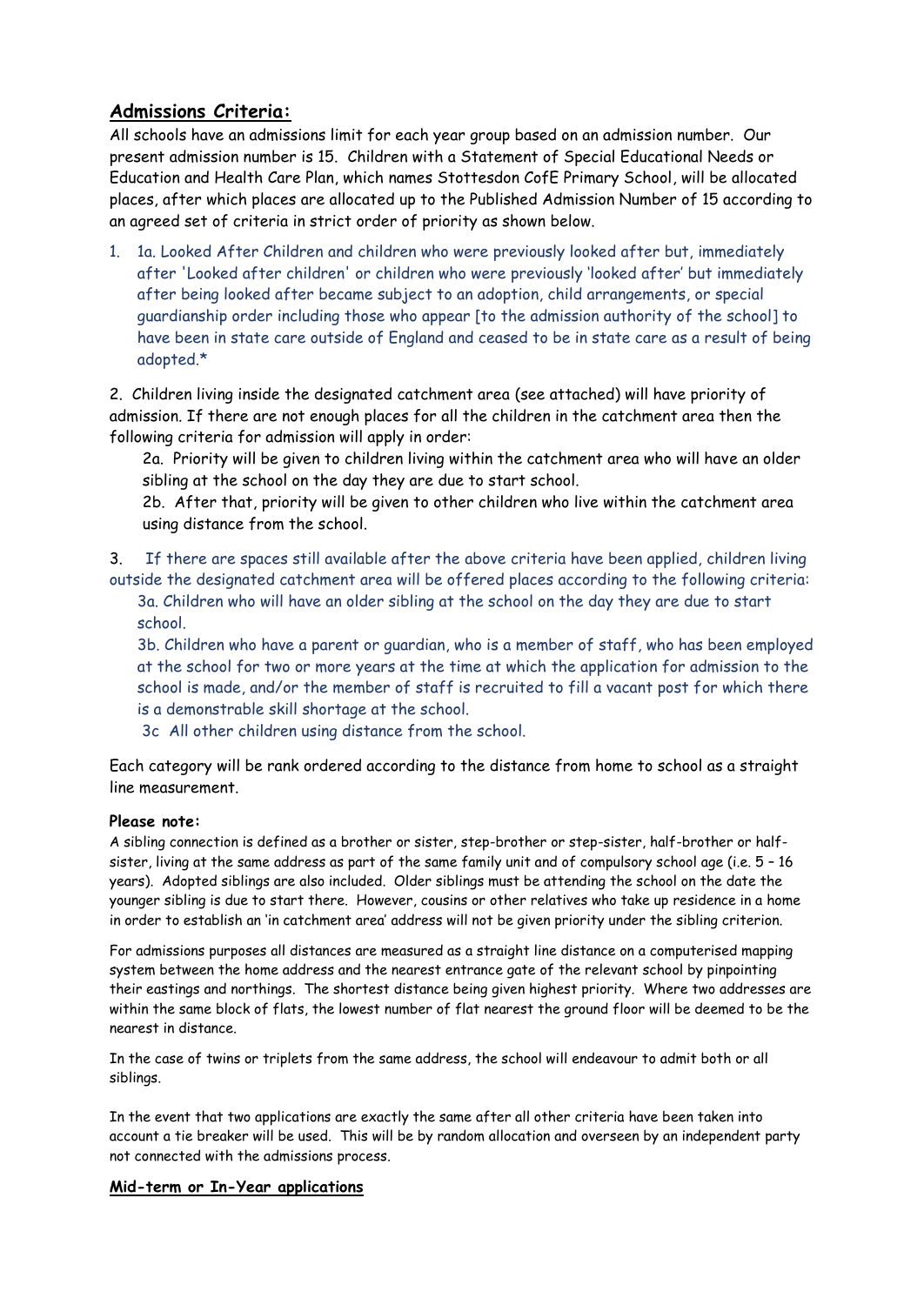## Admissions Criteria:

All schools have an admissions limit for each year group based on an admission number. Our present admission number is 15. Children with a Statement of Special Educational Needs or Education and Health Care Plan, which names Stottesdon CofE Primary School, will be allocated places, after which places are allocated up to the Published Admission Number of 15 according to an agreed set of criteria in strict order of priority as shown below.

1. 1a. Looked After Children and children who were previously looked after but, immediately after 'Looked after children' or children who were previously 'looked after' but immediately after being looked after became subject to an adoption, child arrangements, or special guardianship order including those who appear [to the admission authority of the school] to have been in state care outside of England and ceased to be in state care as a result of being adopted.*

2. Children living inside the designated catchment area (see attached) will have priority of admission. If there are not enough places for all the children in the catchment area then the following criteria for admission will apply in order:

   2a. Priority will be given to children living within the catchment area who will have an older sibling at the school on the day they are due to start school.

   2b. After that, priority will be given to other children who live within the catchment area using distance from the school.

3. If there are spaces still available after the above criteria have been applied, children living outside the designated catchment area will be offered places according to the following criteria:

   3a. Children who will have an older sibling at the school on the day they are due to start school.

   3b. Children who have a parent or guardian, who is a member of staff, who has been employed at the school for two or more years at the time at which the application for admission to the school is made, and/or the member of staff is recruited to fill a vacant post for which there is a demonstrable skill shortage at the school.

   3c All other children using distance from the school.

Each category will be rank ordered according to the distance from home to school as a straight line measurement.

**Please note:**

A sibling connection is defined as a brother or sister, step-brother or step-sister, half-brother or half-sister, living at the same address as part of the same family unit and of compulsory school age (i.e. 5 – 16 years). Adopted siblings are also included. Older siblings must be attending the school on the date the younger sibling is due to start there. However, cousins or other relatives who take up residence in a home in order to establish an 'in catchment area' address will not be given priority under the sibling criterion.

For admissions purposes all distances are measured as a straight line distance on a computerised mapping system between the home address and the nearest entrance gate of the relevant school by pinpointing their eastings and northings. The shortest distance being given highest priority. Where two addresses are within the same block of flats, the lowest number of flat nearest the ground floor will be deemed to be the nearest in distance.

In the case of twins or triplets from the same address, the school will endeavour to admit both or all siblings.

In the event that two applications are exactly the same after all other criteria have been taken into account a tie breaker will be used. This will be by random allocation and overseen by an independent party not connected with the admissions process.

**Mid-term or In-Year applications**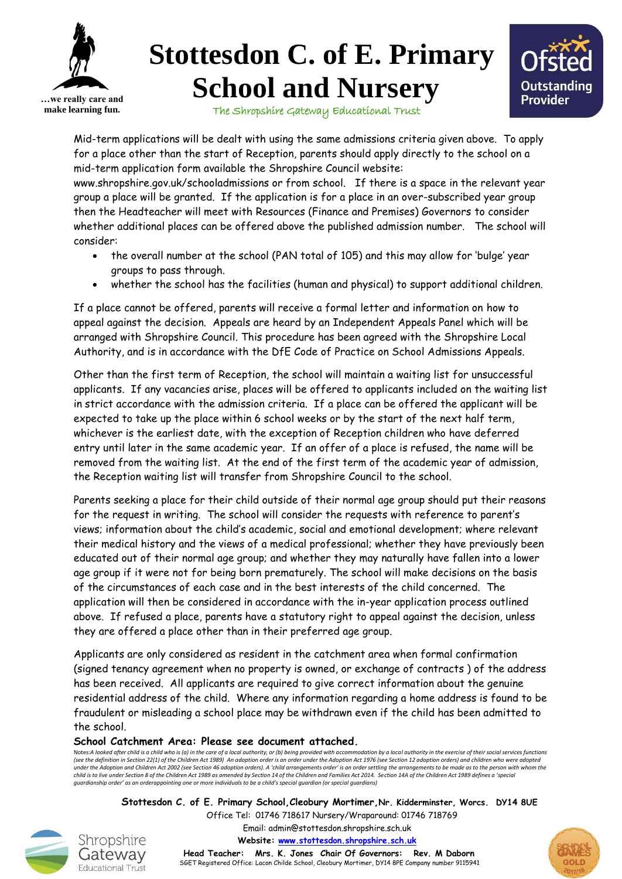Mid-term applications will be dealt with using the same admissions criteria given above. To apply for a place other than the start of Reception, parents should apply directly to the school on a mid-term application form available the Shropshire Council website: www.shropshire.gov.uk/schooladmissions or from school. If there is a space in the relevant year group a place will be granted. If the application is for a place in an over-subscribed year group then the Headteacher will meet with Resources (Finance and Premises) Governors to consider whether additional places can be offered above the published admission number. The school will consider:

- the overall number at the school (PAN total of 105) and this may allow for 'bulge' year groups to pass through.
- whether the school has the facilities (human and physical) to support additional children.

If a place cannot be offered, parents will receive a formal letter and information on how to appeal against the decision. Appeals are heard by an Independent Appeals Panel which will be arranged with Shropshire Council. This procedure has been agreed with the Shropshire Local Authority, and is in accordance with the DfE Code of Practice on School Admissions Appeals.

Other than the first term of Reception, the school will maintain a waiting list for unsuccessful applicants. If any vacancies arise, places will be offered to applicants included on the waiting list in strict accordance with the admission criteria. If a place can be offered the applicant will be expected to take up the place within 6 school weeks or by the start of the next half term, whichever is the earliest date, with the exception of Reception children who have deferred entry until later in the same academic year. If an offer of a place is refused, the name will be removed from the waiting list. At the end of the first term of the academic year of admission, the Reception waiting list will transfer from Shropshire Council to the school.

Parents seeking a place for their child outside of their normal age group should put their reasons for the request in writing. The school will consider the requests with reference to parent's views; information about the child's academic, social and emotional development; where relevant their medical history and the views of a medical professional; whether they have previously been educated out of their normal age group; and whether they may naturally have fallen into a lower age group if it were not for being born prematurely. The school will make decisions on the basis of the circumstances of each case and in the best interests of the child concerned. The application will then be considered in accordance with the in-year application process outlined above. If refused a place, parents have a statutory right to appeal against the decision, unless they are offered a place other than in their preferred age group.

Applicants are only considered as resident in the catchment area when formal confirmation (signed tenancy agreement when no property is owned, or exchange of contracts ) of the address has been received. All applicants are required to give correct information about the genuine residential address of the child. Where any information regarding a home address is found to be fraudulent or misleading a school place may be withdrawn even if the child has been admitted to the school.

**School Catchment Area: Please see document attached.**

Notes:*A looked after child is a child who is (a) in the care of a local authority, or (b) being provided with accommodation by a local authority in the exercise of their social services functions (see the definition in Section 22(1) of the Children Act 1989) An adoption order is an order under the Adoption Act 1976 (see Section 12 adoption orders) and children who were adopted under the Adoption and Children Act 2002 (see Section 46 adoption orders). A 'child arrangements order' is an order settling the arrangements to be made as to the person with whom the child is to live under Section 8 of the Children Act 1989 as amended by Section 14 of the Children and Families Act 2014. Section 14A of the Children Act 1989 defines a 'special guardianship order' as an orderappointing one or more individuals to be a child's special guardian (or special guardians)*

**Stottesdon C. of E. Primary School, Cleobury Mortimer, Nr. Kidderminster, Worcs. DY14 8UE**
Office Tel: 01746 718617 Nursery/Wraparound: 01746 718769
Email: admin@stottesdon.shropshire.sch.uk
**Website: www.stottesdon.shropshire.sch.uk**
**Head Teacher: Mrs. K. Jones Chair Of Governors: Rev. M Daborn**
SGET Registered Office: Lacon Childe School, Cleobury Mortimer, DY14 8PE Company number 9115941